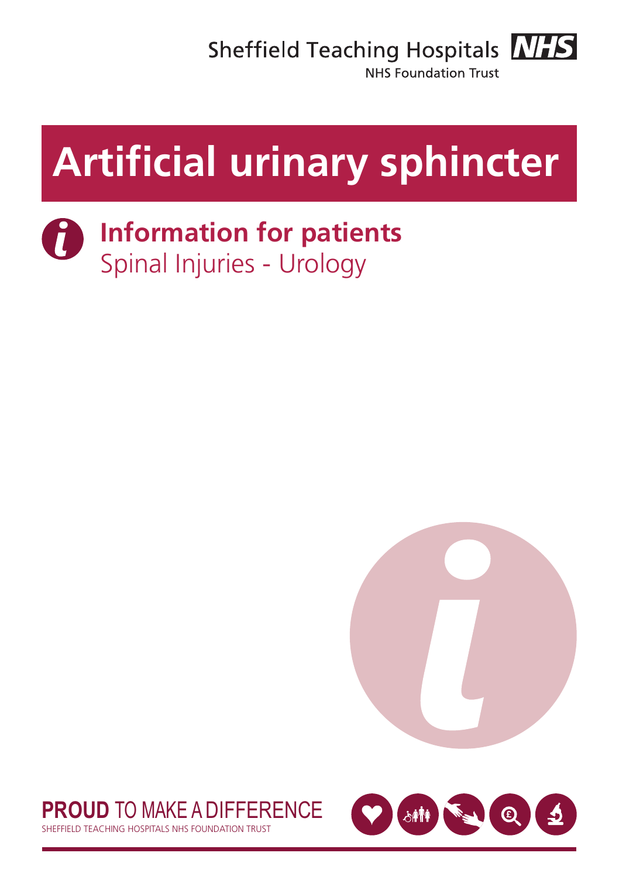Sheffield Teaching Hospitals NHS Foundation Trust

# Artificial urinary sphincter

## Information for patients

Spinal Injuries - Urology

**PROUD** TO MAKE A DIFFERENCE

SHEFFIELD TEACHING HOSPITALS NHS FOUNDATION TRUST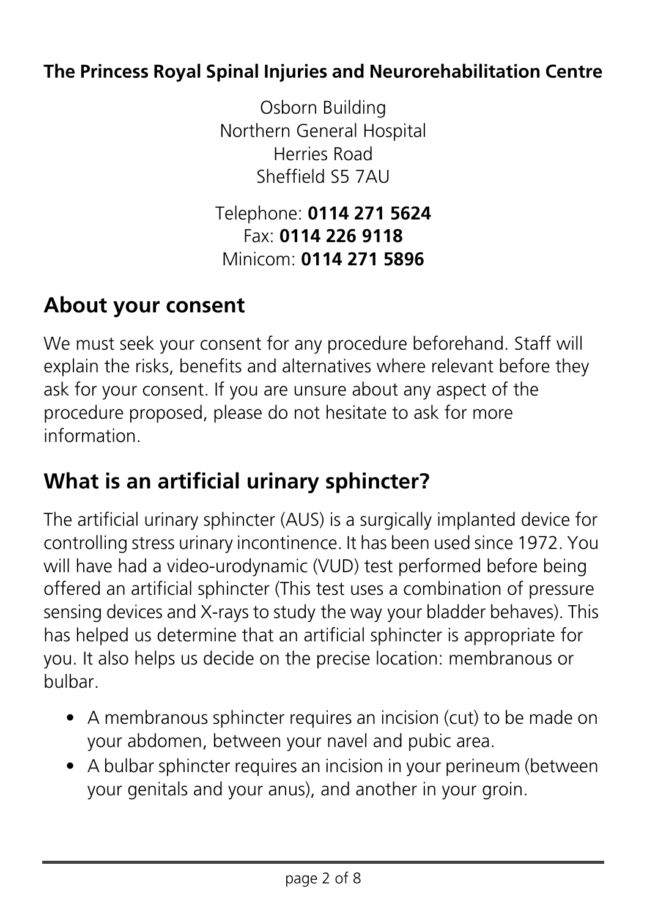**The Princess Royal Spinal Injuries and Neurorehabilitation Centre**

Osborn Building
Northern General Hospital
Herries Road
Sheffield S5 7AU

Telephone: **0114 271 5624**
Fax: **0114 226 9118**
Minicom: **0114 271 5896**

## About your consent

We must seek your consent for any procedure beforehand. Staff will explain the risks, benefits and alternatives where relevant before they ask for your consent. If you are unsure about any aspect of the procedure proposed, please do not hesitate to ask for more information.

## What is an artificial urinary sphincter?

The artificial urinary sphincter (AUS) is a surgically implanted device for controlling stress urinary incontinence. It has been used since 1972. You will have had a video-urodynamic (VUD) test performed before being offered an artificial sphincter (This test uses a combination of pressure sensing devices and X-rays to study the way your bladder behaves). This has helped us determine that an artificial sphincter is appropriate for you. It also helps us decide on the precise location: membranous or bulbar.

- A membranous sphincter requires an incision (cut) to be made on your abdomen, between your navel and pubic area.
- A bulbar sphincter requires an incision in your perineum (between your genitals and your anus), and another in your groin.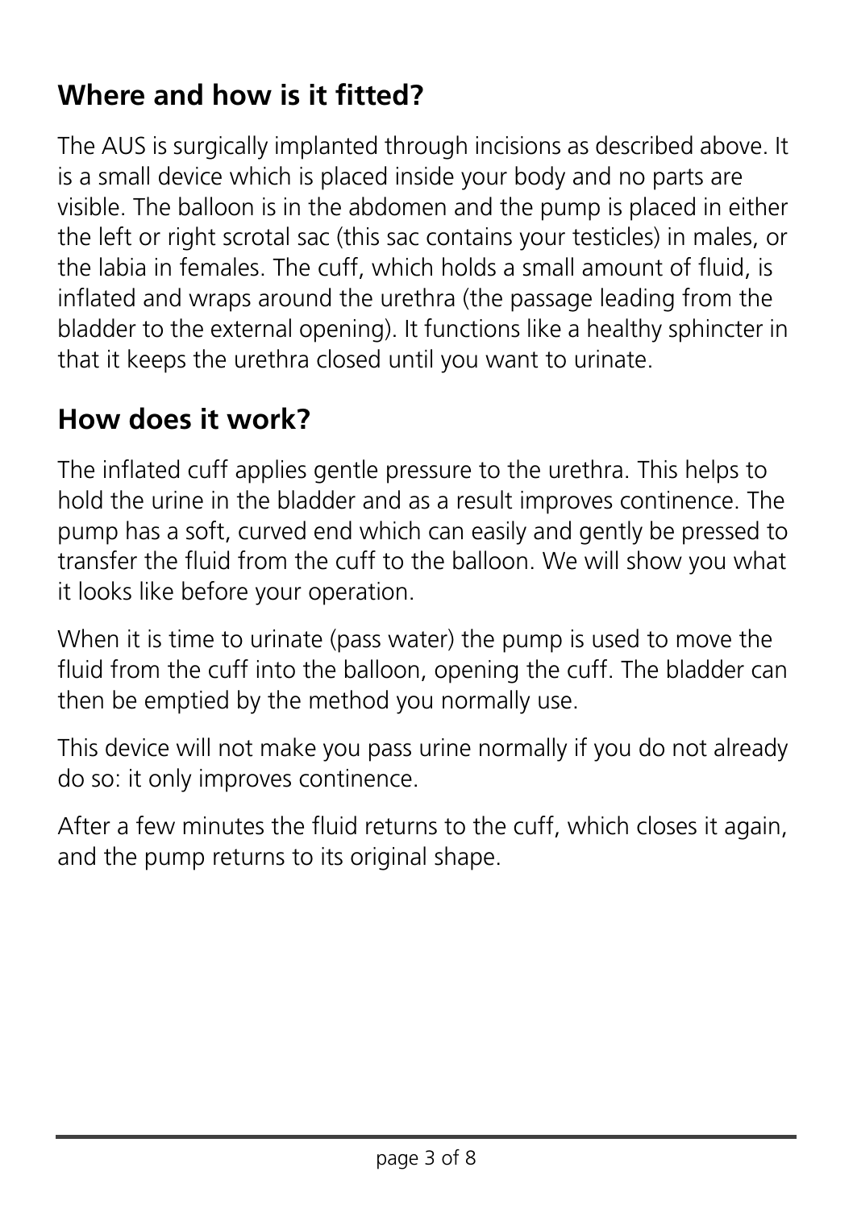## Where and how is it fitted?

The AUS is surgically implanted through incisions as described above. It is a small device which is placed inside your body and no parts are visible. The balloon is in the abdomen and the pump is placed in either the left or right scrotal sac (this sac contains your testicles) in males, or the labia in females. The cuff, which holds a small amount of fluid, is inflated and wraps around the urethra (the passage leading from the bladder to the external opening). It functions like a healthy sphincter in that it keeps the urethra closed until you want to urinate.

## How does it work?

The inflated cuff applies gentle pressure to the urethra. This helps to hold the urine in the bladder and as a result improves continence. The pump has a soft, curved end which can easily and gently be pressed to transfer the fluid from the cuff to the balloon. We will show you what it looks like before your operation.

When it is time to urinate (pass water) the pump is used to move the fluid from the cuff into the balloon, opening the cuff. The bladder can then be emptied by the method you normally use.

This device will not make you pass urine normally if you do not already do so: it only improves continence.

After a few minutes the fluid returns to the cuff, which closes it again, and the pump returns to its original shape.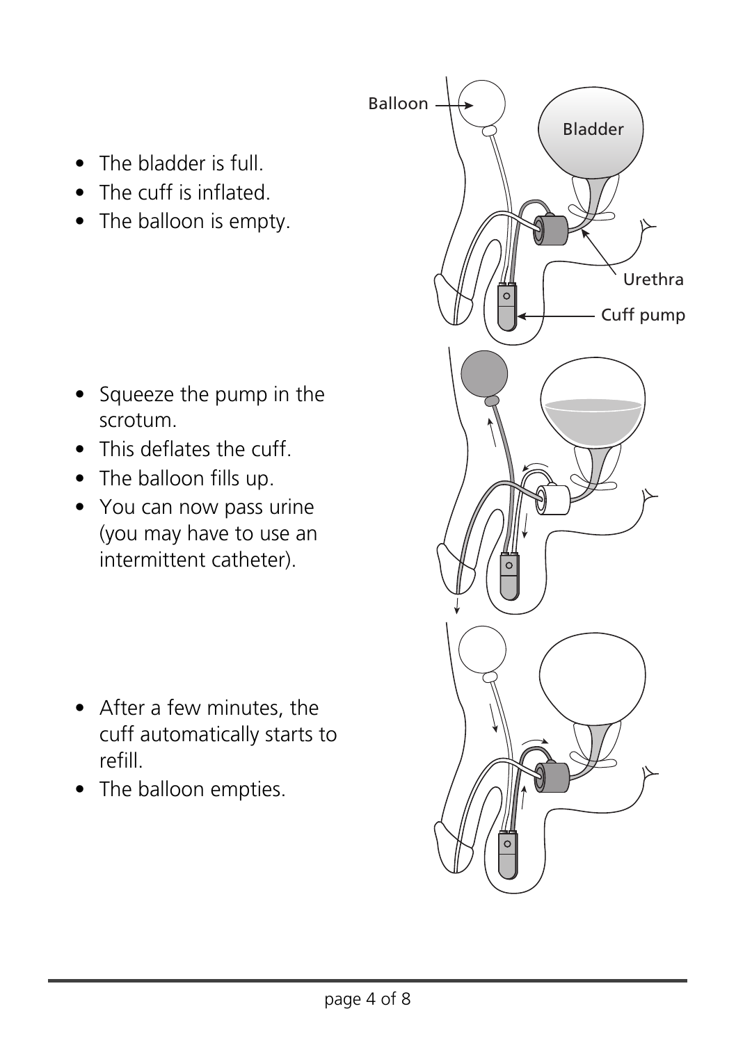- The bladder is full.
- The cuff is inflated.
- The balloon is empty.

Balloon

Bladder

Urethra

Cuff pump

- Squeeze the pump in the scrotum.
- This deflates the cuff.
- The balloon fills up.
- You can now pass urine (you may have to use an intermittent catheter).

- After a few minutes, the cuff automatically starts to refill.
- The balloon empties.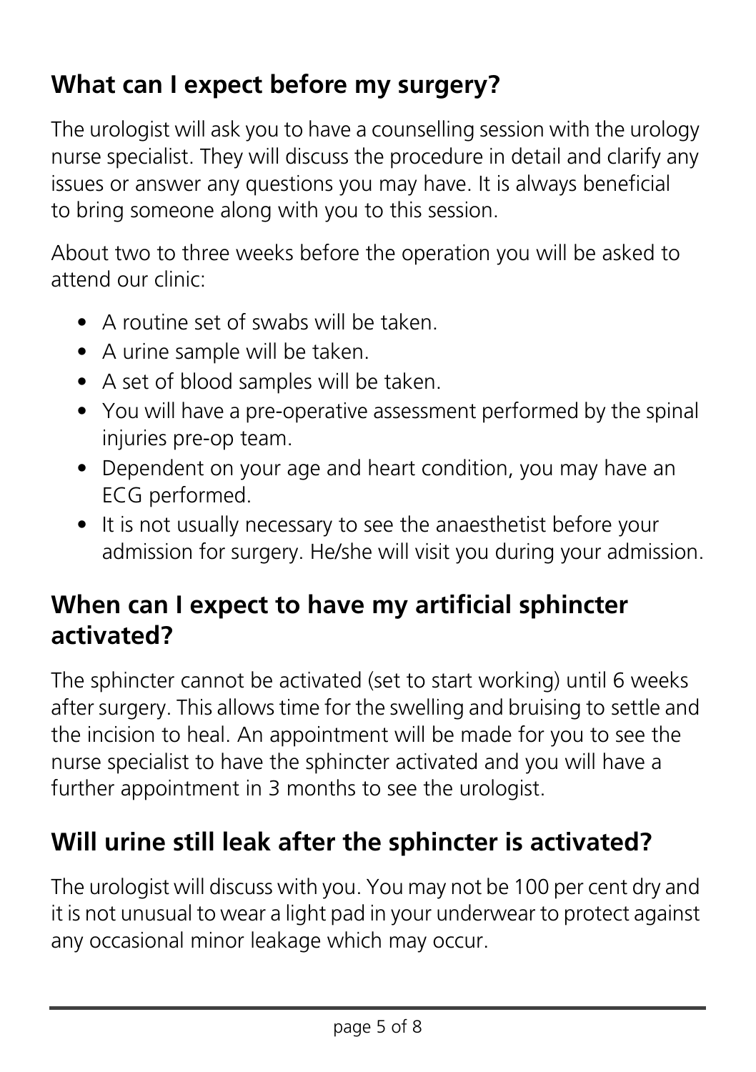## What can I expect before my surgery?

The urologist will ask you to have a counselling session with the urology nurse specialist. They will discuss the procedure in detail and clarify any issues or answer any questions you may have. It is always beneficial to bring someone along with you to this session.

About two to three weeks before the operation you will be asked to attend our clinic:

- A routine set of swabs will be taken.
- A urine sample will be taken.
- A set of blood samples will be taken.
- You will have a pre-operative assessment performed by the spinal injuries pre-op team.
- Dependent on your age and heart condition, you may have an ECG performed.
- It is not usually necessary to see the anaesthetist before your admission for surgery. He/she will visit you during your admission.

## When can I expect to have my artificial sphincter activated?

The sphincter cannot be activated (set to start working) until 6 weeks after surgery. This allows time for the swelling and bruising to settle and the incision to heal. An appointment will be made for you to see the nurse specialist to have the sphincter activated and you will have a further appointment in 3 months to see the urologist.

## Will urine still leak after the sphincter is activated?

The urologist will discuss with you. You may not be 100 per cent dry and it is not unusual to wear a light pad in your underwear to protect against any occasional minor leakage which may occur.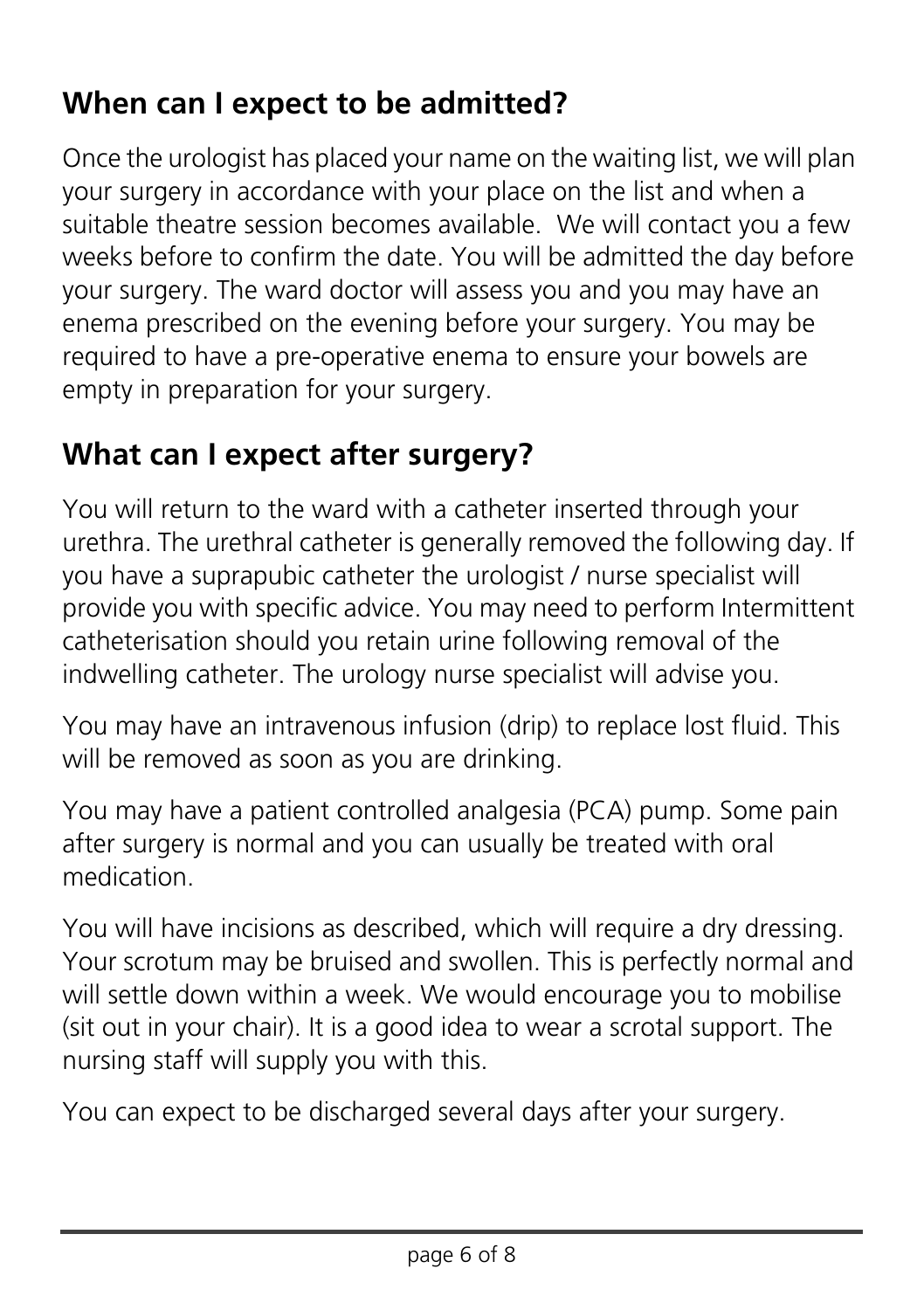## When can I expect to be admitted?

Once the urologist has placed your name on the waiting list, we will plan your surgery in accordance with your place on the list and when a suitable theatre session becomes available. We will contact you a few weeks before to confirm the date. You will be admitted the day before your surgery. The ward doctor will assess you and you may have an enema prescribed on the evening before your surgery. You may be required to have a pre-operative enema to ensure your bowels are empty in preparation for your surgery.

## What can I expect after surgery?

You will return to the ward with a catheter inserted through your urethra. The urethral catheter is generally removed the following day. If you have a suprapubic catheter the urologist / nurse specialist will provide you with specific advice. You may need to perform Intermittent catheterisation should you retain urine following removal of the indwelling catheter. The urology nurse specialist will advise you.

You may have an intravenous infusion (drip) to replace lost fluid. This will be removed as soon as you are drinking.

You may have a patient controlled analgesia (PCA) pump. Some pain after surgery is normal and you can usually be treated with oral medication.

You will have incisions as described, which will require a dry dressing. Your scrotum may be bruised and swollen. This is perfectly normal and will settle down within a week. We would encourage you to mobilise (sit out in your chair). It is a good idea to wear a scrotal support. The nursing staff will supply you with this.

You can expect to be discharged several days after your surgery.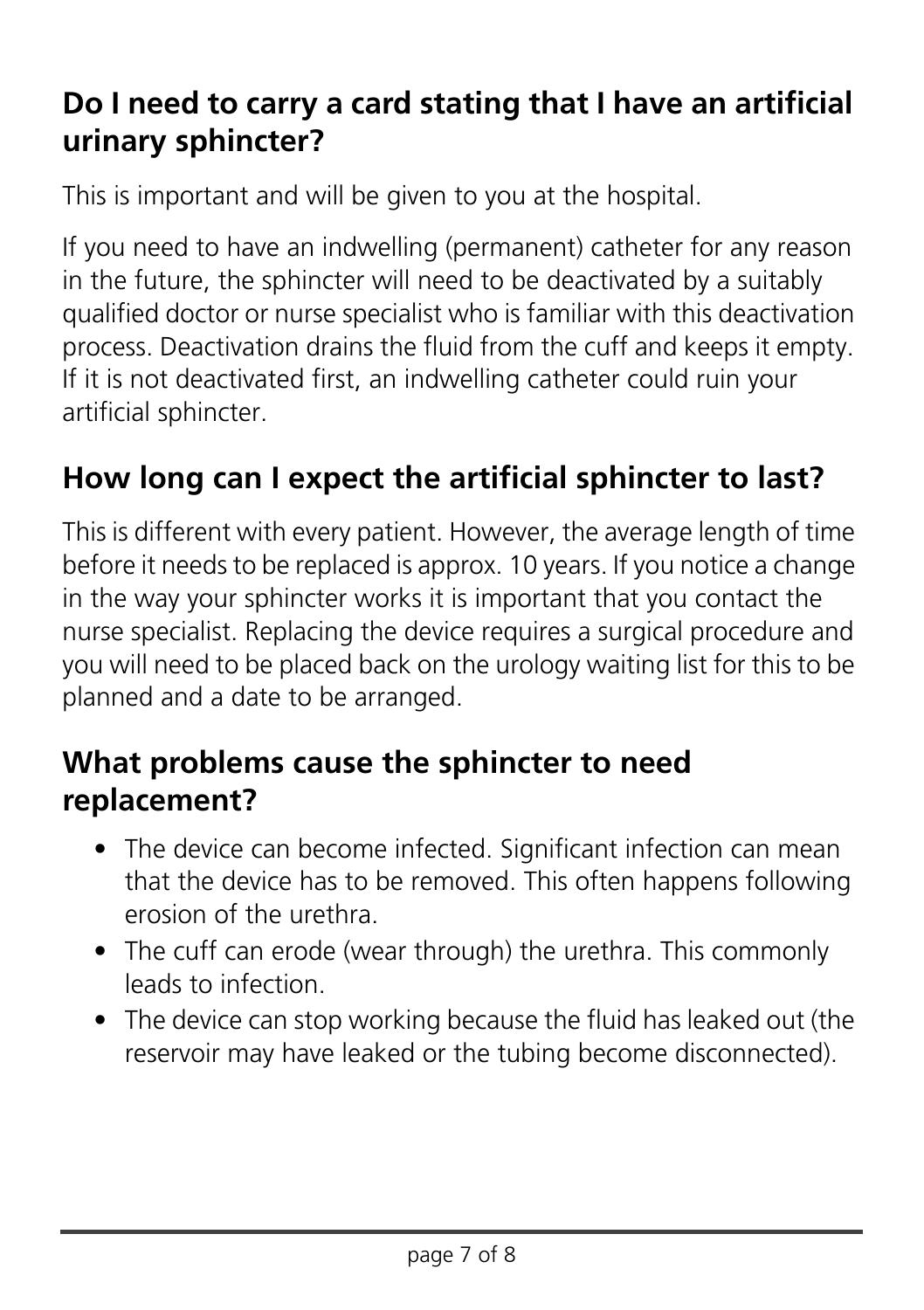## Do I need to carry a card stating that I have an artificial urinary sphincter?

This is important and will be given to you at the hospital.

If you need to have an indwelling (permanent) catheter for any reason in the future, the sphincter will need to be deactivated by a suitably qualified doctor or nurse specialist who is familiar with this deactivation process. Deactivation drains the fluid from the cuff and keeps it empty. If it is not deactivated first, an indwelling catheter could ruin your artificial sphincter.

## How long can I expect the artificial sphincter to last?

This is different with every patient. However, the average length of time before it needs to be replaced is approx. 10 years. If you notice a change in the way your sphincter works it is important that you contact the nurse specialist. Replacing the device requires a surgical procedure and you will need to be placed back on the urology waiting list for this to be planned and a date to be arranged.

## What problems cause the sphincter to need replacement?

- The device can become infected. Significant infection can mean that the device has to be removed. This often happens following erosion of the urethra.
- The cuff can erode (wear through) the urethra. This commonly leads to infection.
- The device can stop working because the fluid has leaked out (the reservoir may have leaked or the tubing become disconnected).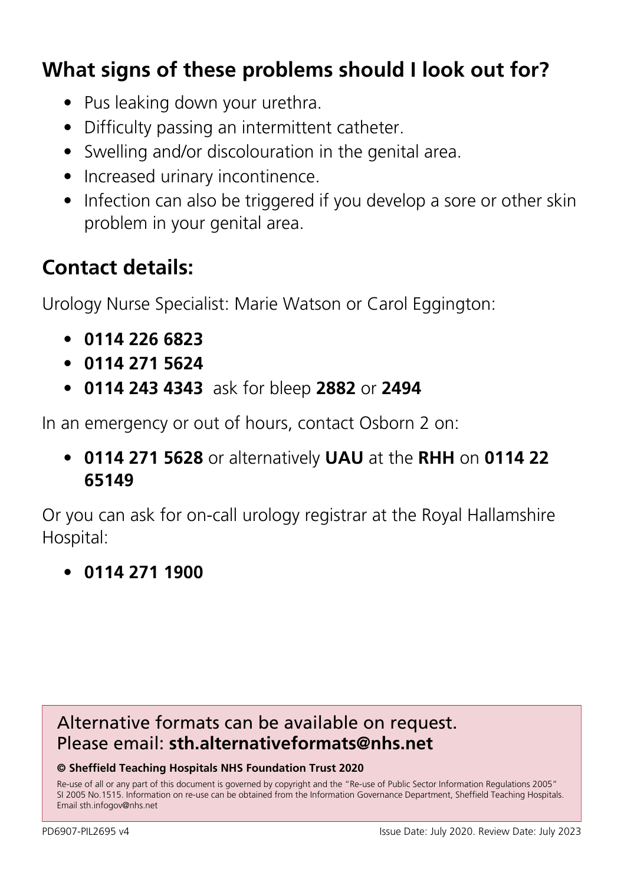## What signs of these problems should I look out for?

- Pus leaking down your urethra.
- Difficulty passing an intermittent catheter.
- Swelling and/or discolouration in the genital area.
- Increased urinary incontinence.
- Infection can also be triggered if you develop a sore or other skin problem in your genital area.

## Contact details:

Urology Nurse Specialist: Marie Watson or Carol Eggington:

- **0114 226 6823**
- **0114 271 5624**
- **0114 243 4343** ask for bleep **2882** or **2494**

In an emergency or out of hours, contact Osborn 2 on:

- **0114 271 5628** or alternatively **UAU** at the **RHH** on **0114 22 65149**

Or you can ask for on-call urology registrar at the Royal Hallamshire Hospital:

- **0114 271 1900**

Alternative formats can be available on request.
Please email: **sth.alternativeformats@nhs.net**

**© Sheffield Teaching Hospitals NHS Foundation Trust 2020**

Re-use of all or any part of this document is governed by copyright and the "Re-use of Public Sector Information Regulations 2005" SI 2005 No.1515. Information on re-use can be obtained from the Information Governance Department, Sheffield Teaching Hospitals. Email sth.infogov@nhs.net

PD6907-PIL2695 v4

Issue Date: July 2020. Review Date: July 2023